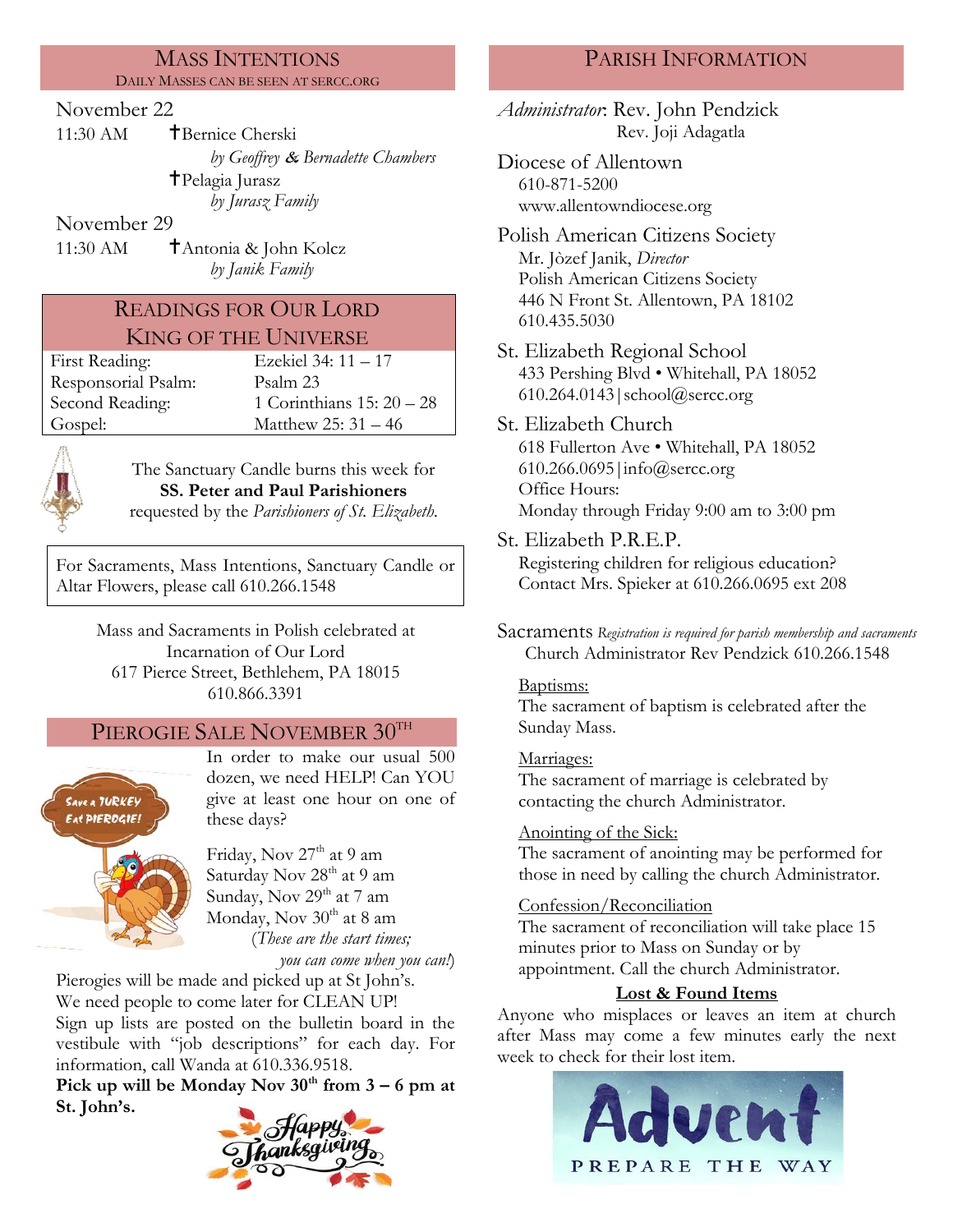## Mass Intentions

Daily Masses can be seen at SERCC.ORG

November 22

11:30 AM ✝Bernice Cherski
*by Geoffrey & Bernadette Chambers*
✝Pelagia Jurasz
*by Jurasz Family*

November 29

11:30 AM ✝Antonia & John Kolcz
*by Janik Family*

## Readings for Our Lord King of the Universe

| | |
|---|---|
| First Reading: | Ezekiel 34: 11 – 17 |
| Responsorial Psalm: | Psalm 23 |
| Second Reading: | 1 Corinthians 15: 20 – 28 |
| Gospel: | Matthew 25: 31 – 46 |

The Sanctuary Candle burns this week for
**SS. Peter and Paul Parishioners**
requested by the *Parishioners of St. Elizabeth.*

For Sacraments, Mass Intentions, Sanctuary Candle or Altar Flowers, please call 610.266.1548

Mass and Sacraments in Polish celebrated at
Incarnation of Our Lord
617 Pierce Street, Bethlehem, PA 18015
610.866.3391

## Pierogie Sale November 30th

In order to make our usual 500 dozen, we need HELP! Can YOU give at least one hour on one of these days?

Friday, Nov 27th at 9 am
Saturday Nov 28th at 9 am
Sunday, Nov 29th at 7 am
Monday, Nov 30th at 8 am
(*These are the start times; you can come when you can!*)

Pierogies will be made and picked up at St John's.
We need people to come later for CLEAN UP!
Sign up lists are posted on the bulletin board in the vestibule with "job descriptions" for each day. For information, call Wanda at 610.336.9518.

**Pick up will be Monday Nov 30th from 3 – 6 pm at St. John's.**

## Parish Information

*Administrator*: Rev. John Pendzick
Rev. Joji Adagatla

Diocese of Allentown
610-871-5200
www.allentowndiocese.org

Polish American Citizens Society
Mr. Jòzef Janik, *Director*
Polish American Citizens Society
446 N Front St. Allentown, PA 18102
610.435.5030

St. Elizabeth Regional School
433 Pershing Blvd • Whitehall, PA 18052
610.264.0143 | school@sercc.org

St. Elizabeth Church
618 Fullerton Ave • Whitehall, PA 18052
610.266.0695 | info@sercc.org
Office Hours:
Monday through Friday 9:00 am to 3:00 pm

St. Elizabeth P.R.E.P.
Registering children for religious education?
Contact Mrs. Spieker at 610.266.0695 ext 208

Sacraments *Registration is required for parish membership and sacraments*
Church Administrator Rev Pendzick 610.266.1548

Baptisms:
The sacrament of baptism is celebrated after the Sunday Mass.

Marriages:
The sacrament of marriage is celebrated by contacting the church Administrator.

Anointing of the Sick:
The sacrament of anointing may be performed for those in need by calling the church Administrator.

Confession/Reconciliation
The sacrament of reconciliation will take place 15 minutes prior to Mass on Sunday or by appointment. Call the church Administrator.

**Lost & Found Items**

Anyone who misplaces or leaves an item at church after Mass may come a few minutes early the next week to check for their lost item.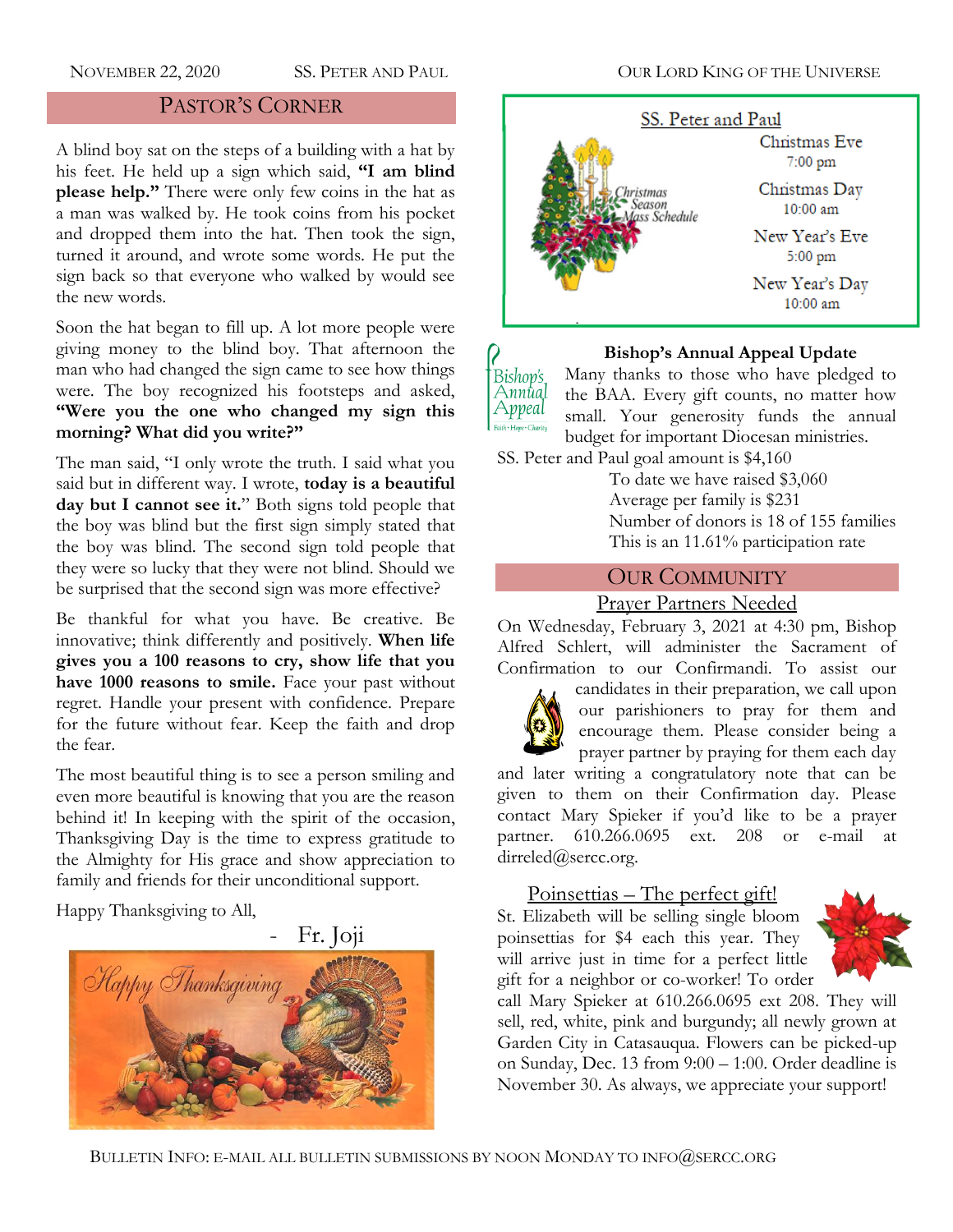## Pastor's Corner

A blind boy sat on the steps of a building with a hat by his feet. He held up a sign which said, **"I am blind please help."** There were only few coins in the hat as a man was walked by. He took coins from his pocket and dropped them into the hat. Then took the sign, turned it around, and wrote some words. He put the sign back so that everyone who walked by would see the new words.

Soon the hat began to fill up. A lot more people were giving money to the blind boy. That afternoon the man who had changed the sign came to see how things were. The boy recognized his footsteps and asked, **"Were you the one who changed my sign this morning? What did you write?"**

The man said, "I only wrote the truth. I said what you said but in different way. I wrote, **today is a beautiful day but I cannot see it.**" Both signs told people that the boy was blind but the first sign simply stated that the boy was blind. The second sign told people that they were so lucky that they were not blind. Should we be surprised that the second sign was more effective?

Be thankful for what you have. Be creative. Be innovative; think differently and positively. **When life gives you a 100 reasons to cry, show life that you have 1000 reasons to smile.** Face your past without regret. Handle your present with confidence. Prepare for the future without fear. Keep the faith and drop the fear.

The most beautiful thing is to see a person smiling and even more beautiful is knowing that you are the reason behind it! In keeping with the spirit of the occasion, Thanksgiving Day is the time to express gratitude to the Almighty for His grace and show appreciation to family and friends for their unconditional support.

Happy Thanksgiving to All,

\- Fr. Joji

Happy Thanksgiving

SS. Peter and Paul

Christmas Season Mass Schedule

Christmas Eve
7:00 pm

Christmas Day
10:00 am

New Year's Eve
5:00 pm

New Year's Day
10:00 am

**Bishop's Annual Appeal Update**

Many thanks to those who have pledged to the BAA. Every gift counts, no matter how small. Your generosity funds the annual budget for important Diocesan ministries.

SS. Peter and Paul goal amount is $4,160
To date we have raised $3,060
Average per family is $231
Number of donors is 18 of 155 families
This is an 11.61% participation rate

## Our Community

**Prayer Partners Needed**

On Wednesday, February 3, 2021 at 4:30 pm, Bishop Alfred Schlert, will administer the Sacrament of Confirmation to our Confirmandi. To assist our candidates in their preparation, we call upon our parishioners to pray for them and encourage them. Please consider being a prayer partner by praying for them each day and later writing a congratulatory note that can be given to them on their Confirmation day. Please contact Mary Spieker if you'd like to be a prayer partner. 610.266.0695 ext. 208 or e-mail at dirreled@sercc.org.

**Poinsettias – The perfect gift!**

St. Elizabeth will be selling single bloom poinsettias for $4 each this year. They will arrive just in time for a perfect little gift for a neighbor or co-worker! To order call Mary Spieker at 610.266.0695 ext 208. They will sell, red, white, pink and burgundy; all newly grown at Garden City in Catasauqua. Flowers can be picked-up on Sunday, Dec. 13 from 9:00 – 1:00. Order deadline is November 30. As always, we appreciate your support!

Bulletin Info: E-mail all bulletin submissions by noon Monday to info@sercc.org